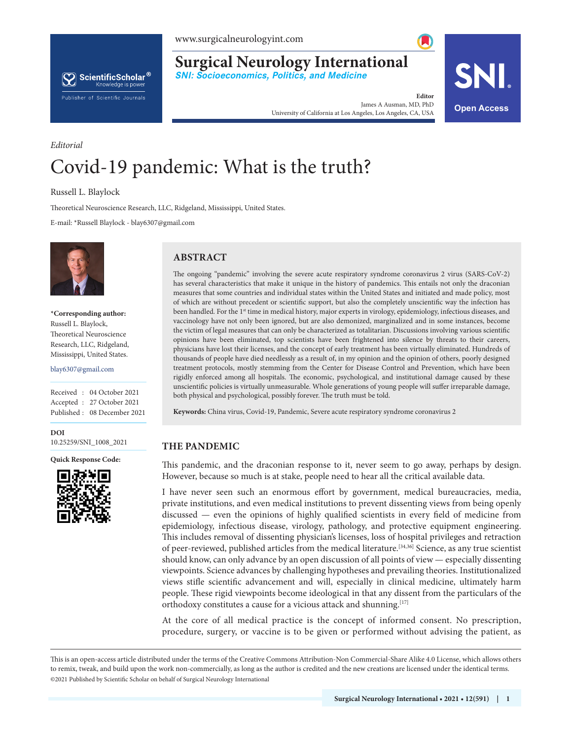*Editorial*

# Covid-19 pandemic: What is the truth?

Russell L. Blaylock

Theoretical Neuroscience Research, LLC, Ridgeland, Mississippi, United States.

E-mail: *Russell Blaylock - blay6307@gmail.com

***Corresponding author:**
Russell L. Blaylock,
Theoretical Neuroscience Research, LLC, Ridgeland, Mississippi, United States.

blay6307@gmail.com

Received : 04 October 2021
Accepted : 27 October 2021
Published : 08 December 2021

**DOI**
10.25259/SNI_1008_2021

**Quick Response Code:**

## ABSTRACT

The ongoing "pandemic" involving the severe acute respiratory syndrome coronavirus 2 virus (SARS-CoV-2) has several characteristics that make it unique in the history of pandemics. This entails not only the draconian measures that some countries and individual states within the United States initiated and made policy, most of which are without precedent or scientific support, but also the completely unscientific way the infection has been handled. For the 1st time in medical history, major experts in virology, epidemiology, infectious diseases, and vaccinology have not only been ignored, but are also demonized, marginalized and in some instances, become the victim of legal measures that can only be characterized as totalitarian. Discussions involving various scientific opinions have been eliminated, top scientists have been frightened into silence by threats to their careers, physicians have lost their licenses, and the concept of early treatment has been virtually eliminated. Hundreds of thousands of people have died needlessly as a result of, in my opinion and the opinion of others, poorly designed treatment protocols, mostly stemming from the Center for Disease Control and Prevention, which have been rigidly enforced among all hospitals. The economic, psychological, and institutional damage caused by these unscientific policies is virtually unmeasurable. Whole generations of young people will suffer irreparable damage, both physical and psychological, possibly forever. The truth must be told.

**Keywords:** China virus, Covid-19, Pandemic, Severe acute respiratory syndrome coronavirus 2

## THE PANDEMIC

This pandemic, and the draconian response to it, never seem to go away, perhaps by design. However, because so much is at stake, people need to hear all the critical available data.

I have never seen such an enormous effort by government, medical bureaucracies, media, private institutions, and even medical institutions to prevent dissenting views from being openly discussed — even the opinions of highly qualified scientists in every field of medicine from epidemiology, infectious disease, virology, pathology, and protective equipment engineering. This includes removal of dissenting physician's licenses, loss of hospital privileges and retraction of peer-reviewed, published articles from the medical literature.[34,36] Science, as any true scientist should know, can only advance by an open discussion of all points of view — especially dissenting viewpoints. Science advances by challenging hypotheses and prevailing theories. Institutionalized views stifle scientific advancement and will, especially in clinical medicine, ultimately harm people. These rigid viewpoints become ideological in that any dissent from the particulars of the orthodoxy constitutes a cause for a vicious attack and shunning.[17]

At the core of all medical practice is the concept of informed consent. No prescription, procedure, surgery, or vaccine is to be given or performed without advising the patient, as

This is an open-access article distributed under the terms of the Creative Commons Attribution-Non Commercial-Share Alike 4.0 License, which allows others to remix, tweak, and build upon the work non-commercially, as long as the author is credited and the new creations are licensed under the identical terms.
©2021 Published by Scientific Scholar on behalf of Surgical Neurology International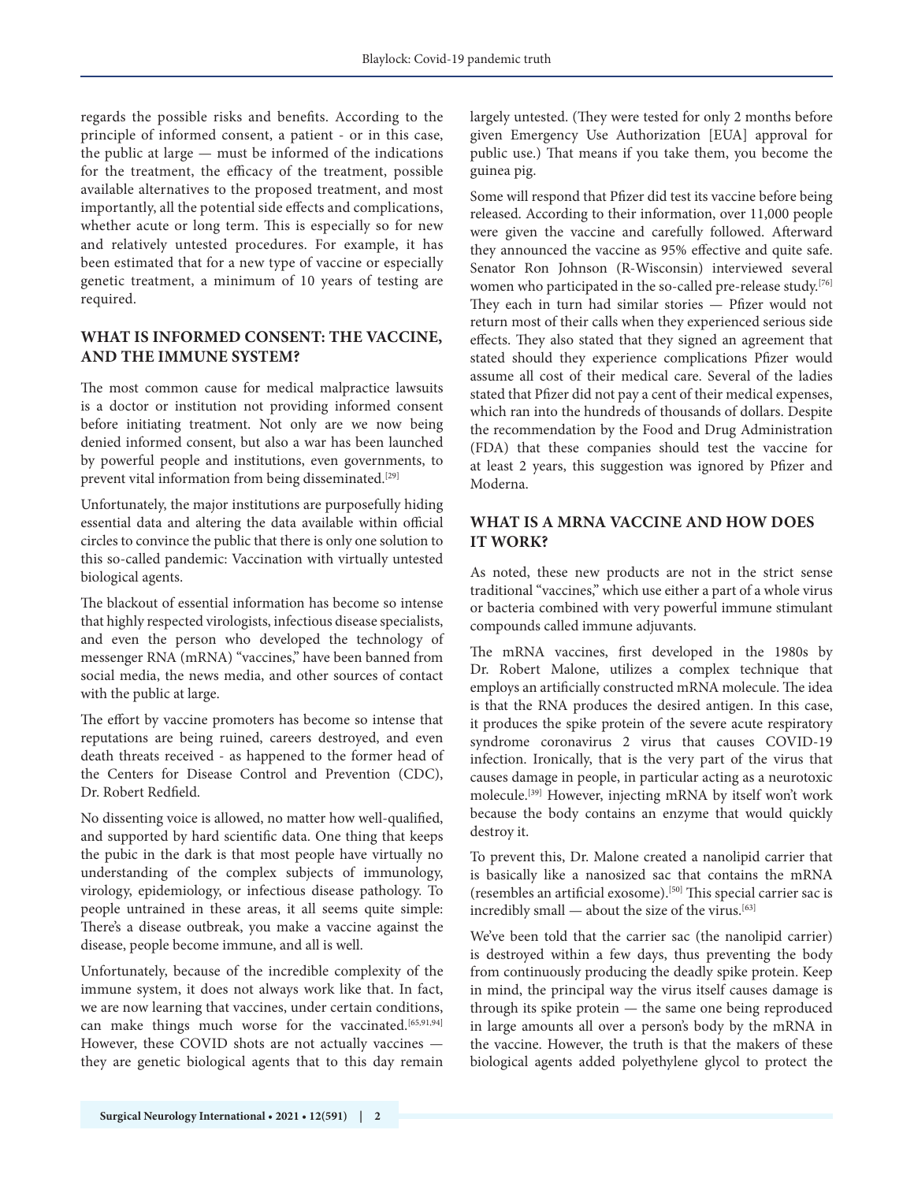regards the possible risks and benefits. According to the principle of informed consent, a patient - or in this case, the public at large — must be informed of the indications for the treatment, the efficacy of the treatment, possible available alternatives to the proposed treatment, and most importantly, all the potential side effects and complications, whether acute or long term. This is especially so for new and relatively untested procedures. For example, it has been estimated that for a new type of vaccine or especially genetic treatment, a minimum of 10 years of testing are required.

## WHAT IS INFORMED CONSENT: THE VACCINE, AND THE IMMUNE SYSTEM?

The most common cause for medical malpractice lawsuits is a doctor or institution not providing informed consent before initiating treatment. Not only are we now being denied informed consent, but also a war has been launched by powerful people and institutions, even governments, to prevent vital information from being disseminated.[29]

Unfortunately, the major institutions are purposefully hiding essential data and altering the data available within official circles to convince the public that there is only one solution to this so-called pandemic: Vaccination with virtually untested biological agents.

The blackout of essential information has become so intense that highly respected virologists, infectious disease specialists, and even the person who developed the technology of messenger RNA (mRNA) "vaccines," have been banned from social media, the news media, and other sources of contact with the public at large.

The effort by vaccine promoters has become so intense that reputations are being ruined, careers destroyed, and even death threats received - as happened to the former head of the Centers for Disease Control and Prevention (CDC), Dr. Robert Redfield.

No dissenting voice is allowed, no matter how well-qualified, and supported by hard scientific data. One thing that keeps the pubic in the dark is that most people have virtually no understanding of the complex subjects of immunology, virology, epidemiology, or infectious disease pathology. To people untrained in these areas, it all seems quite simple: There's a disease outbreak, you make a vaccine against the disease, people become immune, and all is well.

Unfortunately, because of the incredible complexity of the immune system, it does not always work like that. In fact, we are now learning that vaccines, under certain conditions, can make things much worse for the vaccinated.[65,91,94] However, these COVID shots are not actually vaccines — they are genetic biological agents that to this day remain largely untested. (They were tested for only 2 months before given Emergency Use Authorization [EUA] approval for public use.) That means if you take them, you become the guinea pig.

Some will respond that Pfizer did test its vaccine before being released. According to their information, over 11,000 people were given the vaccine and carefully followed. Afterward they announced the vaccine as 95% effective and quite safe. Senator Ron Johnson (R-Wisconsin) interviewed several women who participated in the so-called pre-release study.[76] They each in turn had similar stories — Pfizer would not return most of their calls when they experienced serious side effects. They also stated that they signed an agreement that stated should they experience complications Pfizer would assume all cost of their medical care. Several of the ladies stated that Pfizer did not pay a cent of their medical expenses, which ran into the hundreds of thousands of dollars. Despite the recommendation by the Food and Drug Administration (FDA) that these companies should test the vaccine for at least 2 years, this suggestion was ignored by Pfizer and Moderna.

## WHAT IS A MRNA VACCINE AND HOW DOES IT WORK?

As noted, these new products are not in the strict sense traditional "vaccines," which use either a part of a whole virus or bacteria combined with very powerful immune stimulant compounds called immune adjuvants.

The mRNA vaccines, first developed in the 1980s by Dr. Robert Malone, utilizes a complex technique that employs an artificially constructed mRNA molecule. The idea is that the RNA produces the desired antigen. In this case, it produces the spike protein of the severe acute respiratory syndrome coronavirus 2 virus that causes COVID-19 infection. Ironically, that is the very part of the virus that causes damage in people, in particular acting as a neurotoxic molecule.[39] However, injecting mRNA by itself won't work because the body contains an enzyme that would quickly destroy it.

To prevent this, Dr. Malone created a nanolipid carrier that is basically like a nanosized sac that contains the mRNA (resembles an artificial exosome).[50] This special carrier sac is incredibly small — about the size of the virus.[63]

We've been told that the carrier sac (the nanolipid carrier) is destroyed within a few days, thus preventing the body from continuously producing the deadly spike protein. Keep in mind, the principal way the virus itself causes damage is through its spike protein — the same one being reproduced in large amounts all over a person's body by the mRNA in the vaccine. However, the truth is that the makers of these biological agents added polyethylene glycol to protect the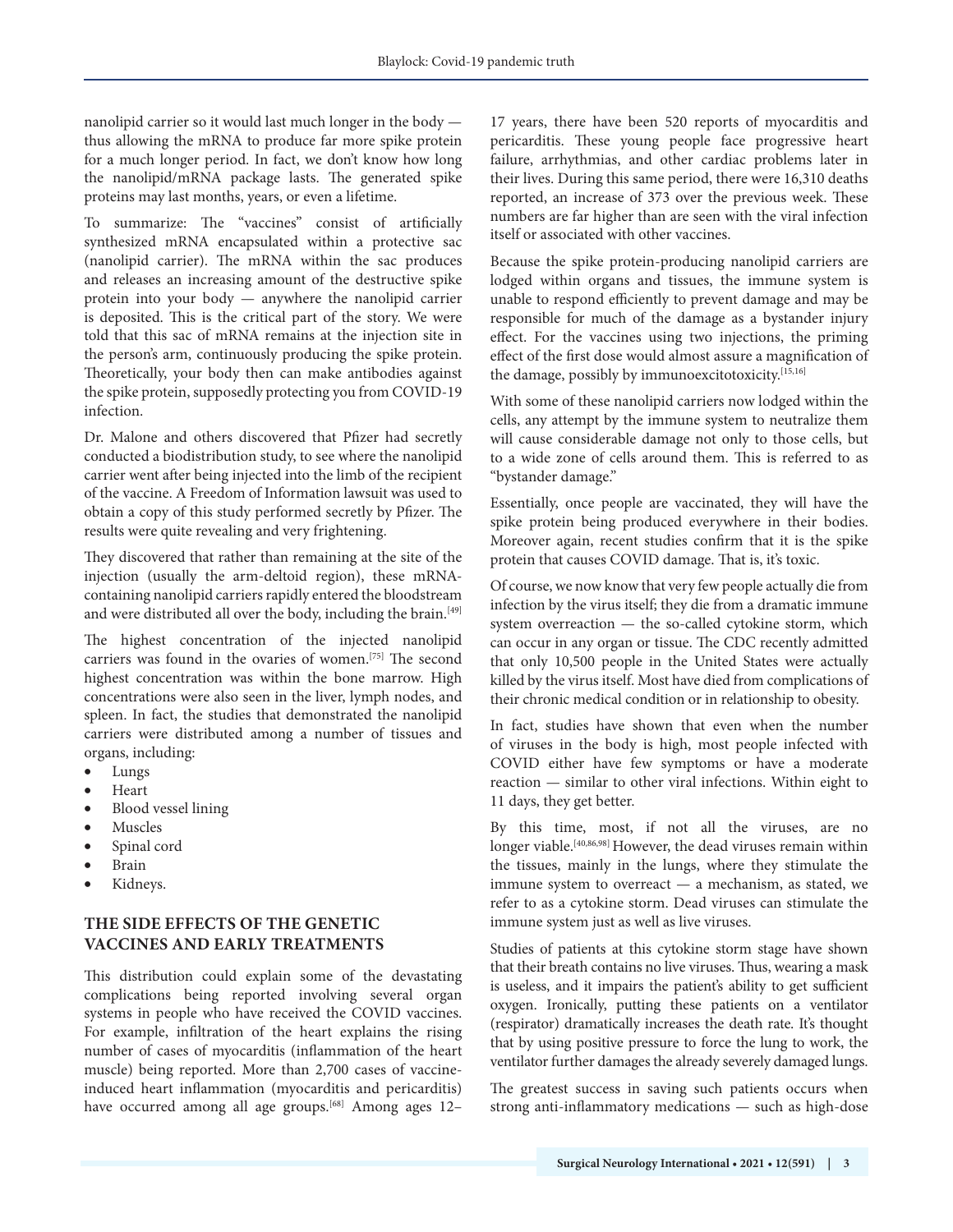nanolipid carrier so it would last much longer in the body — thus allowing the mRNA to produce far more spike protein for a much longer period. In fact, we don't know how long the nanolipid/mRNA package lasts. The generated spike proteins may last months, years, or even a lifetime.

To summarize: The "vaccines" consist of artificially synthesized mRNA encapsulated within a protective sac (nanolipid carrier). The mRNA within the sac produces and releases an increasing amount of the destructive spike protein into your body — anywhere the nanolipid carrier is deposited. This is the critical part of the story. We were told that this sac of mRNA remains at the injection site in the person's arm, continuously producing the spike protein. Theoretically, your body then can make antibodies against the spike protein, supposedly protecting you from COVID-19 infection.

Dr. Malone and others discovered that Pfizer had secretly conducted a biodistribution study, to see where the nanolipid carrier went after being injected into the limb of the recipient of the vaccine. A Freedom of Information lawsuit was used to obtain a copy of this study performed secretly by Pfizer. The results were quite revealing and very frightening.

They discovered that rather than remaining at the site of the injection (usually the arm-deltoid region), these mRNA-containing nanolipid carriers rapidly entered the bloodstream and were distributed all over the body, including the brain.[49]

The highest concentration of the injected nanolipid carriers was found in the ovaries of women.[75] The second highest concentration was within the bone marrow. High concentrations were also seen in the liver, lymph nodes, and spleen. In fact, the studies that demonstrated the nanolipid carriers were distributed among a number of tissues and organs, including:

- Lungs
- Heart
- Blood vessel lining
- Muscles
- Spinal cord
- Brain
- Kidneys.

## THE SIDE EFFECTS OF THE GENETIC VACCINES AND EARLY TREATMENTS

This distribution could explain some of the devastating complications being reported involving several organ systems in people who have received the COVID vaccines. For example, infiltration of the heart explains the rising number of cases of myocarditis (inflammation of the heart muscle) being reported. More than 2,700 cases of vaccine-induced heart inflammation (myocarditis and pericarditis) have occurred among all age groups.[68] Among ages 12–17 years, there have been 520 reports of myocarditis and pericarditis. These young people face progressive heart failure, arrhythmias, and other cardiac problems later in their lives. During this same period, there were 16,310 deaths reported, an increase of 373 over the previous week. These numbers are far higher than are seen with the viral infection itself or associated with other vaccines.

Because the spike protein-producing nanolipid carriers are lodged within organs and tissues, the immune system is unable to respond efficiently to prevent damage and may be responsible for much of the damage as a bystander injury effect. For the vaccines using two injections, the priming effect of the first dose would almost assure a magnification of the damage, possibly by immunoexcitotoxicity.[15,16]

With some of these nanolipid carriers now lodged within the cells, any attempt by the immune system to neutralize them will cause considerable damage not only to those cells, but to a wide zone of cells around them. This is referred to as "bystander damage."

Essentially, once people are vaccinated, they will have the spike protein being produced everywhere in their bodies. Moreover again, recent studies confirm that it is the spike protein that causes COVID damage. That is, it's toxic.

Of course, we now know that very few people actually die from infection by the virus itself; they die from a dramatic immune system overreaction — the so-called cytokine storm, which can occur in any organ or tissue. The CDC recently admitted that only 10,500 people in the United States were actually killed by the virus itself. Most have died from complications of their chronic medical condition or in relationship to obesity.

In fact, studies have shown that even when the number of viruses in the body is high, most people infected with COVID either have few symptoms or have a moderate reaction — similar to other viral infections. Within eight to 11 days, they get better.

By this time, most, if not all the viruses, are no longer viable.[40,86,98] However, the dead viruses remain within the tissues, mainly in the lungs, where they stimulate the immune system to overreact — a mechanism, as stated, we refer to as a cytokine storm. Dead viruses can stimulate the immune system just as well as live viruses.

Studies of patients at this cytokine storm stage have shown that their breath contains no live viruses. Thus, wearing a mask is useless, and it impairs the patient's ability to get sufficient oxygen. Ironically, putting these patients on a ventilator (respirator) dramatically increases the death rate. It's thought that by using positive pressure to force the lung to work, the ventilator further damages the already severely damaged lungs.

The greatest success in saving such patients occurs when strong anti-inflammatory medications — such as high-dose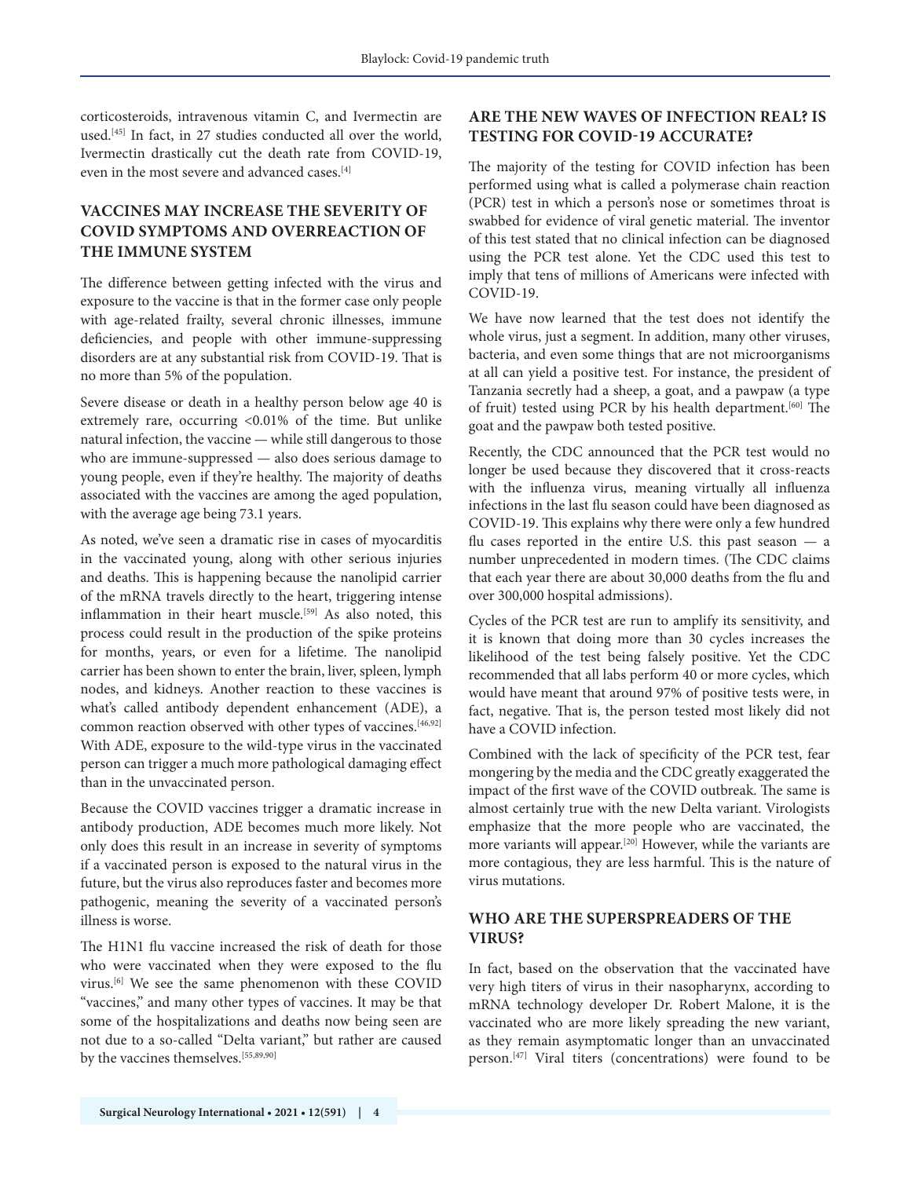corticosteroids, intravenous vitamin C, and Ivermectin are used.[45] In fact, in 27 studies conducted all over the world, Ivermectin drastically cut the death rate from COVID-19, even in the most severe and advanced cases.[4]

## VACCINES MAY INCREASE THE SEVERITY OF COVID SYMPTOMS AND OVERREACTION OF THE IMMUNE SYSTEM

The difference between getting infected with the virus and exposure to the vaccine is that in the former case only people with age-related frailty, several chronic illnesses, immune deficiencies, and people with other immune-suppressing disorders are at any substantial risk from COVID-19. That is no more than 5% of the population.

Severe disease or death in a healthy person below age 40 is extremely rare, occurring <0.01% of the time. But unlike natural infection, the vaccine — while still dangerous to those who are immune-suppressed — also does serious damage to young people, even if they're healthy. The majority of deaths associated with the vaccines are among the aged population, with the average age being 73.1 years.

As noted, we've seen a dramatic rise in cases of myocarditis in the vaccinated young, along with other serious injuries and deaths. This is happening because the nanolipid carrier of the mRNA travels directly to the heart, triggering intense inflammation in their heart muscle.[59] As also noted, this process could result in the production of the spike proteins for months, years, or even for a lifetime. The nanolipid carrier has been shown to enter the brain, liver, spleen, lymph nodes, and kidneys. Another reaction to these vaccines is what's called antibody dependent enhancement (ADE), a common reaction observed with other types of vaccines.[46,92] With ADE, exposure to the wild-type virus in the vaccinated person can trigger a much more pathological damaging effect than in the unvaccinated person.

Because the COVID vaccines trigger a dramatic increase in antibody production, ADE becomes much more likely. Not only does this result in an increase in severity of symptoms if a vaccinated person is exposed to the natural virus in the future, but the virus also reproduces faster and becomes more pathogenic, meaning the severity of a vaccinated person's illness is worse.

The H1N1 flu vaccine increased the risk of death for those who were vaccinated when they were exposed to the flu virus.[6] We see the same phenomenon with these COVID "vaccines," and many other types of vaccines. It may be that some of the hospitalizations and deaths now being seen are not due to a so-called "Delta variant," but rather are caused by the vaccines themselves.[55,89,90]

## ARE THE NEW WAVES OF INFECTION REAL? IS TESTING FOR COVID-19 ACCURATE?

The majority of the testing for COVID infection has been performed using what is called a polymerase chain reaction (PCR) test in which a person's nose or sometimes throat is swabbed for evidence of viral genetic material. The inventor of this test stated that no clinical infection can be diagnosed using the PCR test alone. Yet the CDC used this test to imply that tens of millions of Americans were infected with COVID-19.

We have now learned that the test does not identify the whole virus, just a segment. In addition, many other viruses, bacteria, and even some things that are not microorganisms at all can yield a positive test. For instance, the president of Tanzania secretly had a sheep, a goat, and a pawpaw (a type of fruit) tested using PCR by his health department.[60] The goat and the pawpaw both tested positive.

Recently, the CDC announced that the PCR test would no longer be used because they discovered that it cross-reacts with the influenza virus, meaning virtually all influenza infections in the last flu season could have been diagnosed as COVID-19. This explains why there were only a few hundred flu cases reported in the entire U.S. this past season — a number unprecedented in modern times. (The CDC claims that each year there are about 30,000 deaths from the flu and over 300,000 hospital admissions).

Cycles of the PCR test are run to amplify its sensitivity, and it is known that doing more than 30 cycles increases the likelihood of the test being falsely positive. Yet the CDC recommended that all labs perform 40 or more cycles, which would have meant that around 97% of positive tests were, in fact, negative. That is, the person tested most likely did not have a COVID infection.

Combined with the lack of specificity of the PCR test, fear mongering by the media and the CDC greatly exaggerated the impact of the first wave of the COVID outbreak. The same is almost certainly true with the new Delta variant. Virologists emphasize that the more people who are vaccinated, the more variants will appear.[20] However, while the variants are more contagious, they are less harmful. This is the nature of virus mutations.

## WHO ARE THE SUPERSPREADERS OF THE VIRUS?

In fact, based on the observation that the vaccinated have very high titers of virus in their nasopharynx, according to mRNA technology developer Dr. Robert Malone, it is the vaccinated who are more likely spreading the new variant, as they remain asymptomatic longer than an unvaccinated person.[47] Viral titers (concentrations) were found to be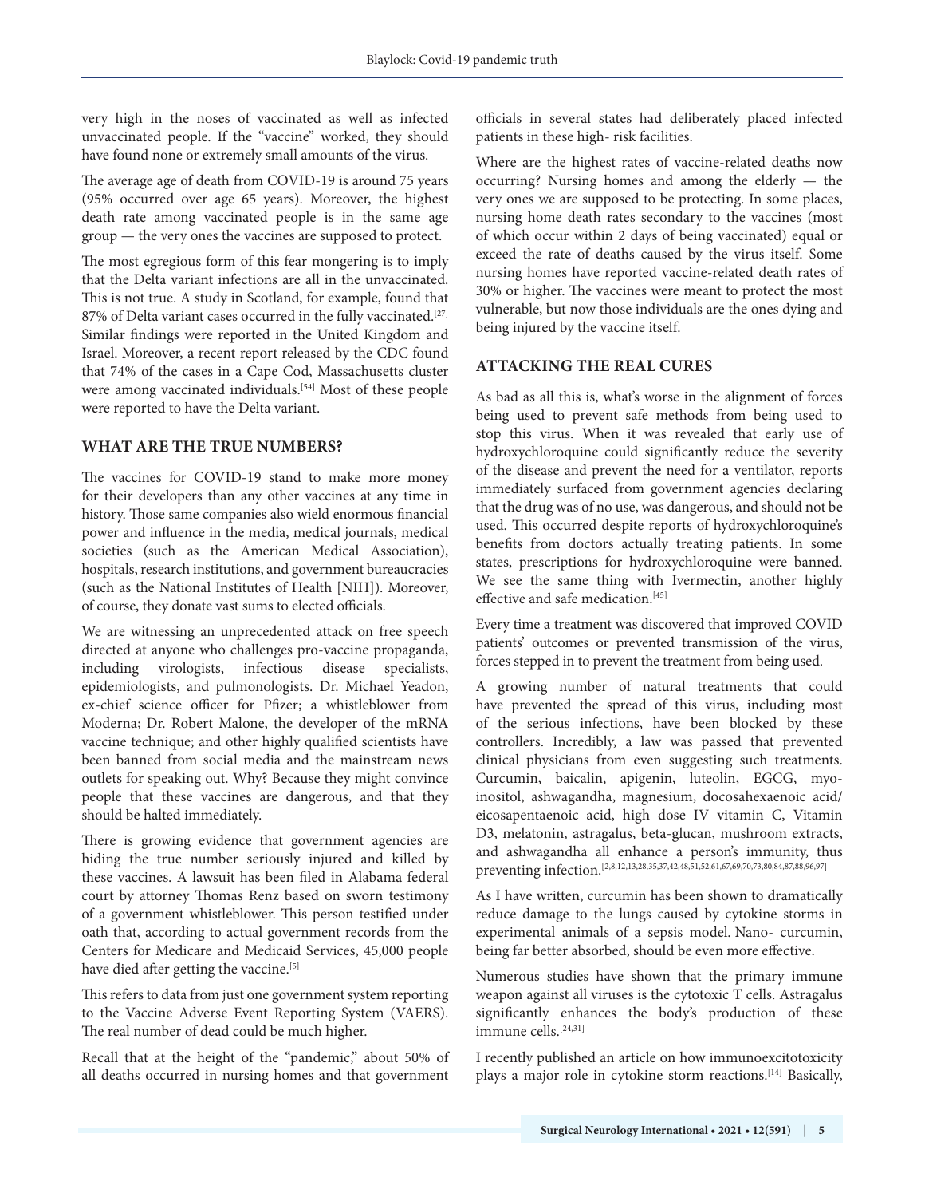very high in the noses of vaccinated as well as infected unvaccinated people. If the "vaccine" worked, they should have found none or extremely small amounts of the virus.

The average age of death from COVID-19 is around 75 years (95% occurred over age 65 years). Moreover, the highest death rate among vaccinated people is in the same age group — the very ones the vaccines are supposed to protect.

The most egregious form of this fear mongering is to imply that the Delta variant infections are all in the unvaccinated. This is not true. A study in Scotland, for example, found that 87% of Delta variant cases occurred in the fully vaccinated.[27] Similar findings were reported in the United Kingdom and Israel. Moreover, a recent report released by the CDC found that 74% of the cases in a Cape Cod, Massachusetts cluster were among vaccinated individuals.[54] Most of these people were reported to have the Delta variant.

## WHAT ARE THE TRUE NUMBERS?

The vaccines for COVID-19 stand to make more money for their developers than any other vaccines at any time in history. Those same companies also wield enormous financial power and influence in the media, medical journals, medical societies (such as the American Medical Association), hospitals, research institutions, and government bureaucracies (such as the National Institutes of Health [NIH]). Moreover, of course, they donate vast sums to elected officials.

We are witnessing an unprecedented attack on free speech directed at anyone who challenges pro-vaccine propaganda, including virologists, infectious disease specialists, epidemiologists, and pulmonologists. Dr. Michael Yeadon, ex-chief science officer for Pfizer; a whistleblower from Moderna; Dr. Robert Malone, the developer of the mRNA vaccine technique; and other highly qualified scientists have been banned from social media and the mainstream news outlets for speaking out. Why? Because they might convince people that these vaccines are dangerous, and that they should be halted immediately.

There is growing evidence that government agencies are hiding the true number seriously injured and killed by these vaccines. A lawsuit has been filed in Alabama federal court by attorney Thomas Renz based on sworn testimony of a government whistleblower. This person testified under oath that, according to actual government records from the Centers for Medicare and Medicaid Services, 45,000 people have died after getting the vaccine.[5]

This refers to data from just one government system reporting to the Vaccine Adverse Event Reporting System (VAERS). The real number of dead could be much higher.

Recall that at the height of the "pandemic," about 50% of all deaths occurred in nursing homes and that government officials in several states had deliberately placed infected patients in these high- risk facilities.

Where are the highest rates of vaccine-related deaths now occurring? Nursing homes and among the elderly — the very ones we are supposed to be protecting. In some places, nursing home death rates secondary to the vaccines (most of which occur within 2 days of being vaccinated) equal or exceed the rate of deaths caused by the virus itself. Some nursing homes have reported vaccine-related death rates of 30% or higher. The vaccines were meant to protect the most vulnerable, but now those individuals are the ones dying and being injured by the vaccine itself.

## ATTACKING THE REAL CURES

As bad as all this is, what's worse in the alignment of forces being used to prevent safe methods from being used to stop this virus. When it was revealed that early use of hydroxychloroquine could significantly reduce the severity of the disease and prevent the need for a ventilator, reports immediately surfaced from government agencies declaring that the drug was of no use, was dangerous, and should not be used. This occurred despite reports of hydroxychloroquine's benefits from doctors actually treating patients. In some states, prescriptions for hydroxychloroquine were banned. We see the same thing with Ivermectin, another highly effective and safe medication.[45]

Every time a treatment was discovered that improved COVID patients' outcomes or prevented transmission of the virus, forces stepped in to prevent the treatment from being used.

A growing number of natural treatments that could have prevented the spread of this virus, including most of the serious infections, have been blocked by these controllers. Incredibly, a law was passed that prevented clinical physicians from even suggesting such treatments. Curcumin, baicalin, apigenin, luteolin, EGCG, myo-inositol, ashwagandha, magnesium, docosahexaenoic acid/eicosapentaenoic acid, high dose IV vitamin C, Vitamin D3, melatonin, astragalus, beta-glucan, mushroom extracts, and ashwagandha all enhance a person's immunity, thus preventing infection.[2,8,12,13,28,35,37,42,48,51,52,61,67,69,70,73,80,84,87,88,96,97]

As I have written, curcumin has been shown to dramatically reduce damage to the lungs caused by cytokine storms in experimental animals of a sepsis model. Nano- curcumin, being far better absorbed, should be even more effective.

Numerous studies have shown that the primary immune weapon against all viruses is the cytotoxic T cells. Astragalus significantly enhances the body's production of these immune cells.[24,31]

I recently published an article on how immunoexcitotoxicity plays a major role in cytokine storm reactions.[14] Basically,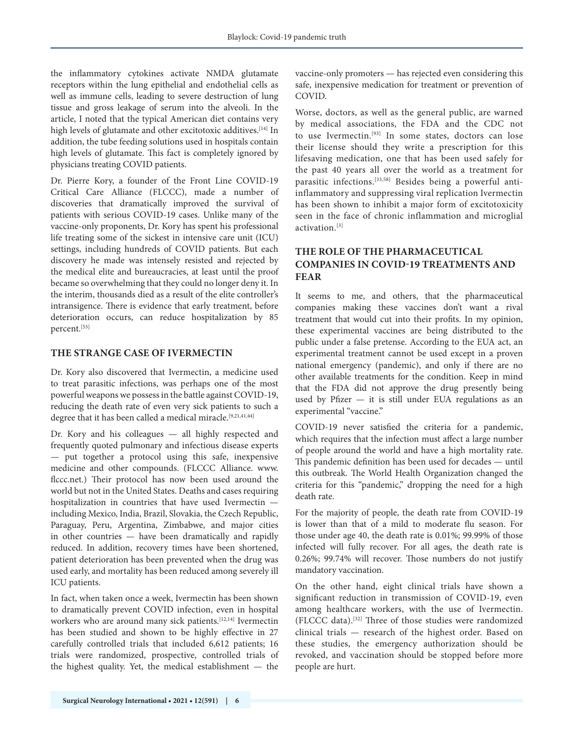the inflammatory cytokines activate NMDA glutamate receptors within the lung epithelial and endothelial cells as well as immune cells, leading to severe destruction of lung tissue and gross leakage of serum into the alveoli. In the article, I noted that the typical American diet contains very high levels of glutamate and other excitotoxic additives.[14] In addition, the tube feeding solutions used in hospitals contain high levels of glutamate. This fact is completely ignored by physicians treating COVID patients.

Dr. Pierre Kory, a founder of the Front Line COVID-19 Critical Care Alliance (FLCCC), made a number of discoveries that dramatically improved the survival of patients with serious COVID-19 cases. Unlike many of the vaccine-only proponents, Dr. Kory has spent his professional life treating some of the sickest in intensive care unit (ICU) settings, including hundreds of COVID patients. But each discovery he made was intensely resisted and rejected by the medical elite and bureaucracies, at least until the proof became so overwhelming that they could no longer deny it. In the interim, thousands died as a result of the elite controller's intransigence. There is evidence that early treatment, before deterioration occurs, can reduce hospitalization by 85 percent.[53]

## THE STRANGE CASE OF IVERMECTIN

Dr. Kory also discovered that Ivermectin, a medicine used to treat parasitic infections, was perhaps one of the most powerful weapons we possess in the battle against COVID-19, reducing the death rate of even very sick patients to such a degree that it has been called a medical miracle.[9,21,41,44]

Dr. Kory and his colleagues — all highly respected and frequently quoted pulmonary and infectious disease experts — put together a protocol using this safe, inexpensive medicine and other compounds. (FLCCC Alliance. www.flccc.net.) Their protocol has now been used around the world but not in the United States. Deaths and cases requiring hospitalization in countries that have used Ivermectin — including Mexico, India, Brazil, Slovakia, the Czech Republic, Paraguay, Peru, Argentina, Zimbabwe, and major cities in other countries — have been dramatically and rapidly reduced. In addition, recovery times have been shortened, patient deterioration has been prevented when the drug was used early, and mortality has been reduced among severely ill ICU patients.

In fact, when taken once a week, Ivermectin has been shown to dramatically prevent COVID infection, even in hospital workers who are around many sick patients.[12,14] Ivermectin has been studied and shown to be highly effective in 27 carefully controlled trials that included 6,612 patients; 16 trials were randomized, prospective, controlled trials of the highest quality. Yet, the medical establishment — the vaccine-only promoters — has rejected even considering this safe, inexpensive medication for treatment or prevention of COVID.

Worse, doctors, as well as the general public, are warned by medical associations, the FDA and the CDC not to use Ivermectin.[93] In some states, doctors can lose their license should they write a prescription for this lifesaving medication, one that has been used safely for the past 40 years all over the world as a treatment for parasitic infections.[33,58] Besides being a powerful anti-inflammatory and suppressing viral replication Ivermectin has been shown to inhibit a major form of excitotoxicity seen in the face of chronic inflammation and microglial activation.[3]

## THE ROLE OF THE PHARMACEUTICAL COMPANIES IN COVID-19 TREATMENTS AND FEAR

It seems to me, and others, that the pharmaceutical companies making these vaccines don't want a rival treatment that would cut into their profits. In my opinion, these experimental vaccines are being distributed to the public under a false pretense. According to the EUA act, an experimental treatment cannot be used except in a proven national emergency (pandemic), and only if there are no other available treatments for the condition. Keep in mind that the FDA did not approve the drug presently being used by Pfizer — it is still under EUA regulations as an experimental "vaccine."

COVID-19 never satisfied the criteria for a pandemic, which requires that the infection must affect a large number of people around the world and have a high mortality rate. This pandemic definition has been used for decades — until this outbreak. The World Health Organization changed the criteria for this "pandemic," dropping the need for a high death rate.

For the majority of people, the death rate from COVID-19 is lower than that of a mild to moderate flu season. For those under age 40, the death rate is 0.01%; 99.99% of those infected will fully recover. For all ages, the death rate is 0.26%; 99.74% will recover. Those numbers do not justify mandatory vaccination.

On the other hand, eight clinical trials have shown a significant reduction in transmission of COVID-19, even among healthcare workers, with the use of Ivermectin. (FLCCC data).[32] Three of those studies were randomized clinical trials — research of the highest order. Based on these studies, the emergency authorization should be revoked, and vaccination should be stopped before more people are hurt.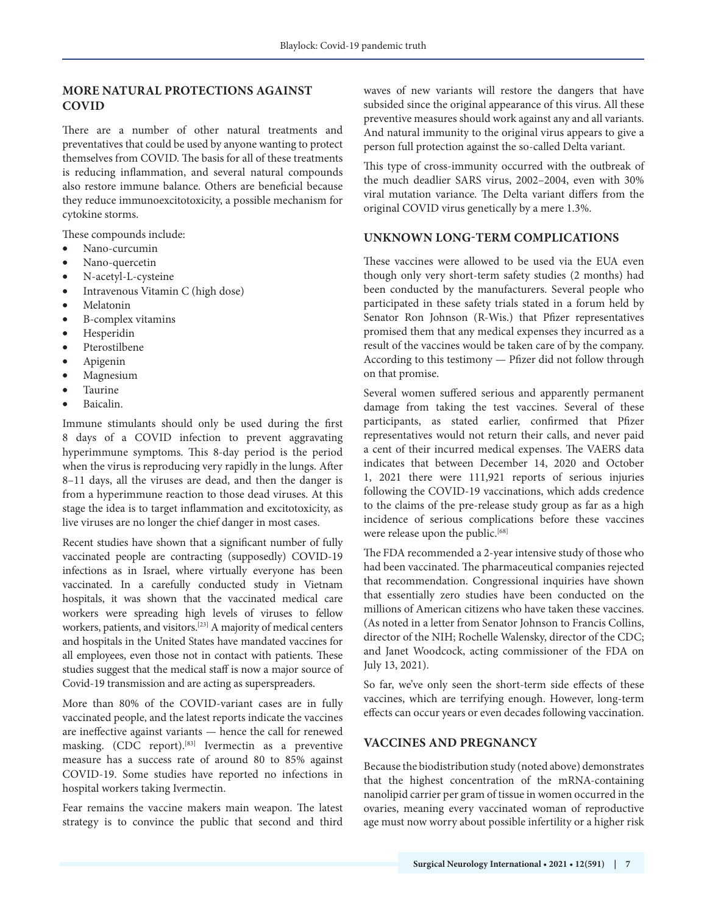## MORE NATURAL PROTECTIONS AGAINST COVID

There are a number of other natural treatments and preventatives that could be used by anyone wanting to protect themselves from COVID. The basis for all of these treatments is reducing inflammation, and several natural compounds also restore immune balance. Others are beneficial because they reduce immunoexcitotoxicity, a possible mechanism for cytokine storms.

These compounds include:

- Nano-curcumin
- Nano-quercetin
- N-acetyl-L-cysteine
- Intravenous Vitamin C (high dose)
- Melatonin
- B-complex vitamins
- Hesperidin
- Pterostilbene
- Apigenin
- Magnesium
- Taurine
- Baicalin.

Immune stimulants should only be used during the first 8 days of a COVID infection to prevent aggravating hyperimmune symptoms. This 8-day period is the period when the virus is reproducing very rapidly in the lungs. After 8–11 days, all the viruses are dead, and then the danger is from a hyperimmune reaction to those dead viruses. At this stage the idea is to target inflammation and excitotoxicity, as live viruses are no longer the chief danger in most cases.

Recent studies have shown that a significant number of fully vaccinated people are contracting (supposedly) COVID-19 infections as in Israel, where virtually everyone has been vaccinated. In a carefully conducted study in Vietnam hospitals, it was shown that the vaccinated medical care workers were spreading high levels of viruses to fellow workers, patients, and visitors.[23] A majority of medical centers and hospitals in the United States have mandated vaccines for all employees, even those not in contact with patients. These studies suggest that the medical staff is now a major source of Covid-19 transmission and are acting as superspreaders.

More than 80% of the COVID-variant cases are in fully vaccinated people, and the latest reports indicate the vaccines are ineffective against variants — hence the call for renewed masking. (CDC report).[83] Ivermectin as a preventive measure has a success rate of around 80 to 85% against COVID-19. Some studies have reported no infections in hospital workers taking Ivermectin.

Fear remains the vaccine makers main weapon. The latest strategy is to convince the public that second and third waves of new variants will restore the dangers that have subsided since the original appearance of this virus. All these preventive measures should work against any and all variants. And natural immunity to the original virus appears to give a person full protection against the so-called Delta variant.

This type of cross-immunity occurred with the outbreak of the much deadlier SARS virus, 2002–2004, even with 30% viral mutation variance. The Delta variant differs from the original COVID virus genetically by a mere 1.3%.

## UNKNOWN LONG-TERM COMPLICATIONS

These vaccines were allowed to be used via the EUA even though only very short-term safety studies (2 months) had been conducted by the manufacturers. Several people who participated in these safety trials stated in a forum held by Senator Ron Johnson (R-Wis.) that Pfizer representatives promised them that any medical expenses they incurred as a result of the vaccines would be taken care of by the company. According to this testimony — Pfizer did not follow through on that promise.

Several women suffered serious and apparently permanent damage from taking the test vaccines. Several of these participants, as stated earlier, confirmed that Pfizer representatives would not return their calls, and never paid a cent of their incurred medical expenses. The VAERS data indicates that between December 14, 2020 and October 1, 2021 there were 111,921 reports of serious injuries following the COVID-19 vaccinations, which adds credence to the claims of the pre-release study group as far as a high incidence of serious complications before these vaccines were release upon the public.[68]

The FDA recommended a 2-year intensive study of those who had been vaccinated. The pharmaceutical companies rejected that recommendation. Congressional inquiries have shown that essentially zero studies have been conducted on the millions of American citizens who have taken these vaccines. (As noted in a letter from Senator Johnson to Francis Collins, director of the NIH; Rochelle Walensky, director of the CDC; and Janet Woodcock, acting commissioner of the FDA on July 13, 2021).

So far, we've only seen the short-term side effects of these vaccines, which are terrifying enough. However, long-term effects can occur years or even decades following vaccination.

## VACCINES AND PREGNANCY

Because the biodistribution study (noted above) demonstrates that the highest concentration of the mRNA-containing nanolipid carrier per gram of tissue in women occurred in the ovaries, meaning every vaccinated woman of reproductive age must now worry about possible infertility or a higher risk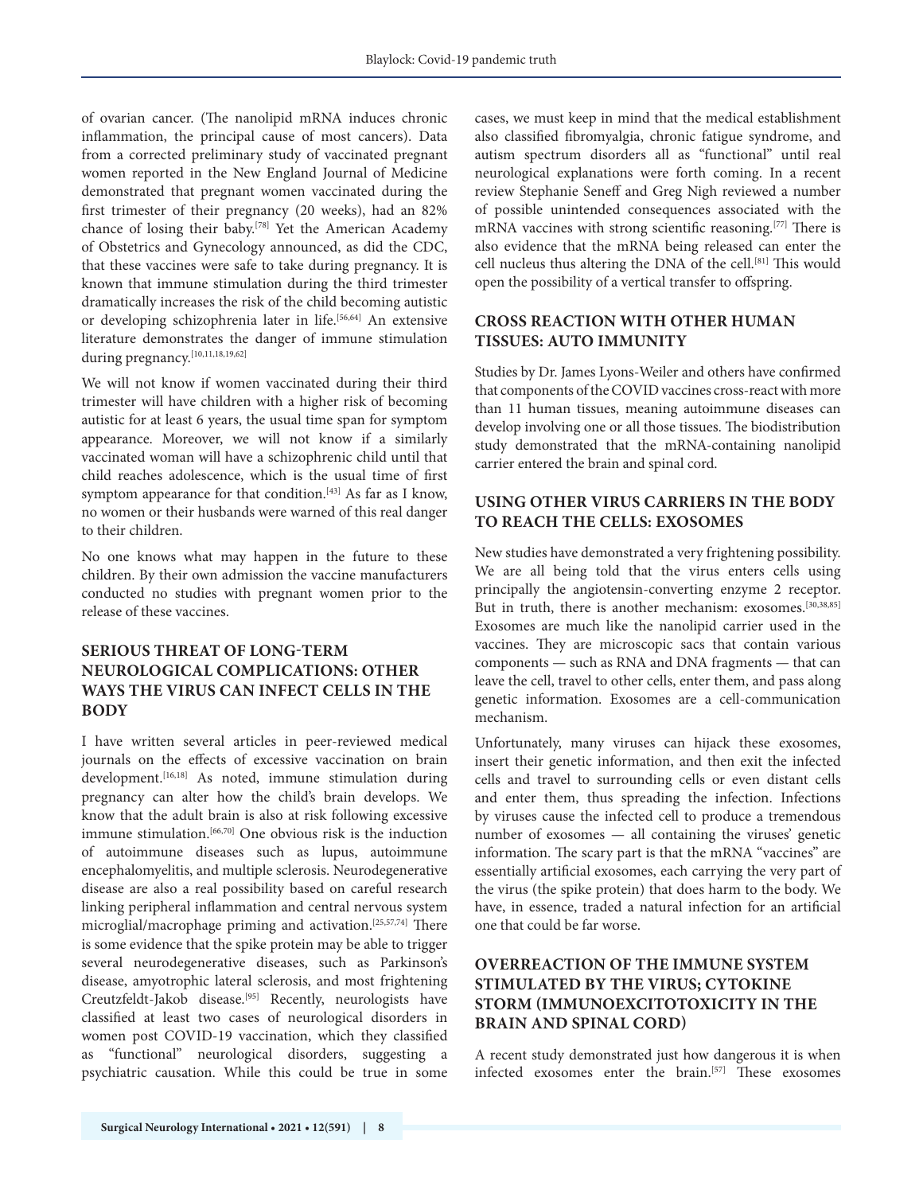of ovarian cancer. (The nanolipid mRNA induces chronic inflammation, the principal cause of most cancers). Data from a corrected preliminary study of vaccinated pregnant women reported in the New England Journal of Medicine demonstrated that pregnant women vaccinated during the first trimester of their pregnancy (20 weeks), had an 82% chance of losing their baby.[78] Yet the American Academy of Obstetrics and Gynecology announced, as did the CDC, that these vaccines were safe to take during pregnancy. It is known that immune stimulation during the third trimester dramatically increases the risk of the child becoming autistic or developing schizophrenia later in life.[56,64] An extensive literature demonstrates the danger of immune stimulation during pregnancy.[10,11,18,19,62]

We will not know if women vaccinated during their third trimester will have children with a higher risk of becoming autistic for at least 6 years, the usual time span for symptom appearance. Moreover, we will not know if a similarly vaccinated woman will have a schizophrenic child until that child reaches adolescence, which is the usual time of first symptom appearance for that condition.[43] As far as I know, no women or their husbands were warned of this real danger to their children.

No one knows what may happen in the future to these children. By their own admission the vaccine manufacturers conducted no studies with pregnant women prior to the release of these vaccines.

## SERIOUS THREAT OF LONG-TERM NEUROLOGICAL COMPLICATIONS: OTHER WAYS THE VIRUS CAN INFECT CELLS IN THE BODY

I have written several articles in peer-reviewed medical journals on the effects of excessive vaccination on brain development.[16,18] As noted, immune stimulation during pregnancy can alter how the child's brain develops. We know that the adult brain is also at risk following excessive immune stimulation.[66,70] One obvious risk is the induction of autoimmune diseases such as lupus, autoimmune encephalomyelitis, and multiple sclerosis. Neurodegenerative disease are also a real possibility based on careful research linking peripheral inflammation and central nervous system microglial/macrophage priming and activation.[25,57,74] There is some evidence that the spike protein may be able to trigger several neurodegenerative diseases, such as Parkinson's disease, amyotrophic lateral sclerosis, and most frightening Creutzfeldt-Jakob disease.[95] Recently, neurologists have classified at least two cases of neurological disorders in women post COVID-19 vaccination, which they classified as "functional" neurological disorders, suggesting a psychiatric causation. While this could be true in some cases, we must keep in mind that the medical establishment also classified fibromyalgia, chronic fatigue syndrome, and autism spectrum disorders all as "functional" until real neurological explanations were forth coming. In a recent review Stephanie Seneff and Greg Nigh reviewed a number of possible unintended consequences associated with the mRNA vaccines with strong scientific reasoning.[77] There is also evidence that the mRNA being released can enter the cell nucleus thus altering the DNA of the cell.[81] This would open the possibility of a vertical transfer to offspring.

## CROSS REACTION WITH OTHER HUMAN TISSUES: AUTO IMMUNITY

Studies by Dr. James Lyons-Weiler and others have confirmed that components of the COVID vaccines cross-react with more than 11 human tissues, meaning autoimmune diseases can develop involving one or all those tissues. The biodistribution study demonstrated that the mRNA-containing nanolipid carrier entered the brain and spinal cord.

## USING OTHER VIRUS CARRIERS IN THE BODY TO REACH THE CELLS: EXOSOMES

New studies have demonstrated a very frightening possibility. We are all being told that the virus enters cells using principally the angiotensin-converting enzyme 2 receptor. But in truth, there is another mechanism: exosomes.[30,38,85] Exosomes are much like the nanolipid carrier used in the vaccines. They are microscopic sacs that contain various components — such as RNA and DNA fragments — that can leave the cell, travel to other cells, enter them, and pass along genetic information. Exosomes are a cell-communication mechanism.

Unfortunately, many viruses can hijack these exosomes, insert their genetic information, and then exit the infected cells and travel to surrounding cells or even distant cells and enter them, thus spreading the infection. Infections by viruses cause the infected cell to produce a tremendous number of exosomes — all containing the viruses' genetic information. The scary part is that the mRNA "vaccines" are essentially artificial exosomes, each carrying the very part of the virus (the spike protein) that does harm to the body. We have, in essence, traded a natural infection for an artificial one that could be far worse.

## OVERREACTION OF THE IMMUNE SYSTEM STIMULATED BY THE VIRUS; CYTOKINE STORM (IMMUNOEXCITOTOXICITY IN THE BRAIN AND SPINAL CORD)

A recent study demonstrated just how dangerous it is when infected exosomes enter the brain.[57] These exosomes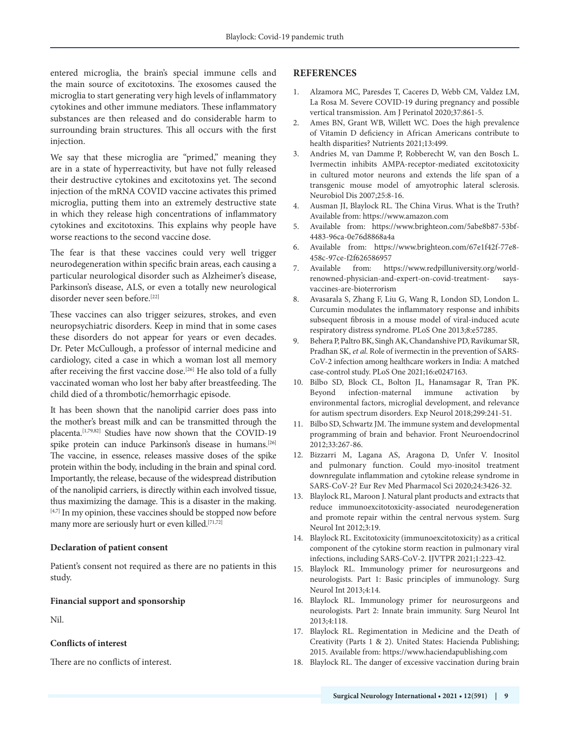entered microglia, the brain's special immune cells and the main source of excitotoxins. The exosomes caused the microglia to start generating very high levels of inflammatory cytokines and other immune mediators. These inflammatory substances are then released and do considerable harm to surrounding brain structures. This all occurs with the first injection.

We say that these microglia are "primed," meaning they are in a state of hyperreactivity, but have not fully released their destructive cytokines and excitotoxins yet. The second injection of the mRNA COVID vaccine activates this primed microglia, putting them into an extremely destructive state in which they release high concentrations of inflammatory cytokines and excitotoxins. This explains why people have worse reactions to the second vaccine dose.

The fear is that these vaccines could very well trigger neurodegeneration within specific brain areas, each causing a particular neurological disorder such as Alzheimer's disease, Parkinson's disease, ALS, or even a totally new neurological disorder never seen before.[22]

These vaccines can also trigger seizures, strokes, and even neuropsychiatric disorders. Keep in mind that in some cases these disorders do not appear for years or even decades. Dr. Peter McCullough, a professor of internal medicine and cardiology, cited a case in which a woman lost all memory after receiving the first vaccine dose.[26] He also told of a fully vaccinated woman who lost her baby after breastfeeding. The child died of a thrombotic/hemorrhagic episode.

It has been shown that the nanolipid carrier does pass into the mother's breast milk and can be transmitted through the placenta.[1,79,82] Studies have now shown that the COVID-19 spike protein can induce Parkinson's disease in humans.[26] The vaccine, in essence, releases massive doses of the spike protein within the body, including in the brain and spinal cord. Importantly, the release, because of the widespread distribution of the nanolipid carriers, is directly within each involved tissue, thus maximizing the damage. This is a disaster in the making.[4,7] In my opinion, these vaccines should be stopped now before many more are seriously hurt or even killed.[71,72]

**Declaration of patient consent**

Patient's consent not required as there are no patients in this study.

**Financial support and sponsorship**

Nil.

**Conflicts of interest**

There are no conflicts of interest.

## REFERENCES

1. Alzamora MC, Paresdes T, Caceres D, Webb CM, Valdez LM, La Rosa M. Severe COVID-19 during pregnancy and possible vertical transmission. Am J Perinatol 2020;37:861-5.
2. Ames BN, Grant WB, Willett WC. Does the high prevalence of Vitamin D deficiency in African Americans contribute to health disparities? Nutrients 2021;13:499.
3. Andries M, van Damme P, Robberecht W, van den Bosch L. Ivermectin inhibits AMPA-receptor-mediated excitotoxicity in cultured motor neurons and extends the life span of a transgenic mouse model of amyotrophic lateral sclerosis. Neurobiol Dis 2007;25:8-16.
4. Ausman JI, Blaylock RL. The China Virus. What is the Truth? Available from: https://www.amazon.com
5. Available from: https://www.brighteon.com/5abe8b87-53bf-4483-96ca-0e76d8868a4a
6. Available from: https://www.brighteon.com/67e1f42f-77e8-458c-97ce-f2f626586957
7. Available from: https://www.redpilluniversity.org/world-renowned-physician-and-expert-on-covid-treatment-says-vaccines-are-bioterrorism
8. Avasarala S, Zhang F, Liu G, Wang R, London SD, London L. Curcumin modulates the inflammatory response and inhibits subsequent fibrosis in a mouse model of viral-induced acute respiratory distress syndrome. PLoS One 2013;8:e57285.
9. Behera P, Paltro BK, Singh AK, Chandanshive PD, Ravikumar SR, Pradhan SK, *et al*. Role of ivermectin in the prevention of SARS-CoV-2 infection among healthcare workers in India: A matched case-control study. PLoS One 2021;16:e0247163.
10. Bilbo SD, Block CL, Bolton JL, Hanamsagar R, Tran PK. Beyond infection-maternal immune activation by environmental factors, microglial development, and relevance for autism spectrum disorders. Exp Neurol 2018;299:241-51.
11. Bilbo SD, Schwartz JM. The immune system and developmental programming of brain and behavior. Front Neuroendocrinol 2012;33:267-86.
12. Bizzarri M, Lagana AS, Aragona D, Unfer V. Inositol and pulmonary function. Could myo-inositol treatment downregulate inflammation and cytokine release syndrome in SARS-CoV-2? Eur Rev Med Pharmacol Sci 2020;24:3426-32.
13. Blaylock RL, Maroon J. Natural plant products and extracts that reduce immunoexcitotoxicity-associated neurodegeneration and promote repair within the central nervous system. Surg Neurol Int 2012;3:19.
14. Blaylock RL. Excitotoxicity (immunoexcitotoxicity) as a critical component of the cytokine storm reaction in pulmonary viral infections, including SARS-CoV-2. IJVTPR 2021;1:223-42.
15. Blaylock RL. Immunology primer for neurosurgeons and neurologists. Part 1: Basic principles of immunology. Surg Neurol Int 2013;4:14.
16. Blaylock RL. Immunology primer for neurosurgeons and neurologists. Part 2: Innate brain immunity. Surg Neurol Int 2013;4:118.
17. Blaylock RL. Regimentation in Medicine and the Death of Creativity (Parts 1 & 2). United States: Hacienda Publishing; 2015. Available from: https://www.haciendapublishing.com
18. Blaylock RL. The danger of excessive vaccination during brain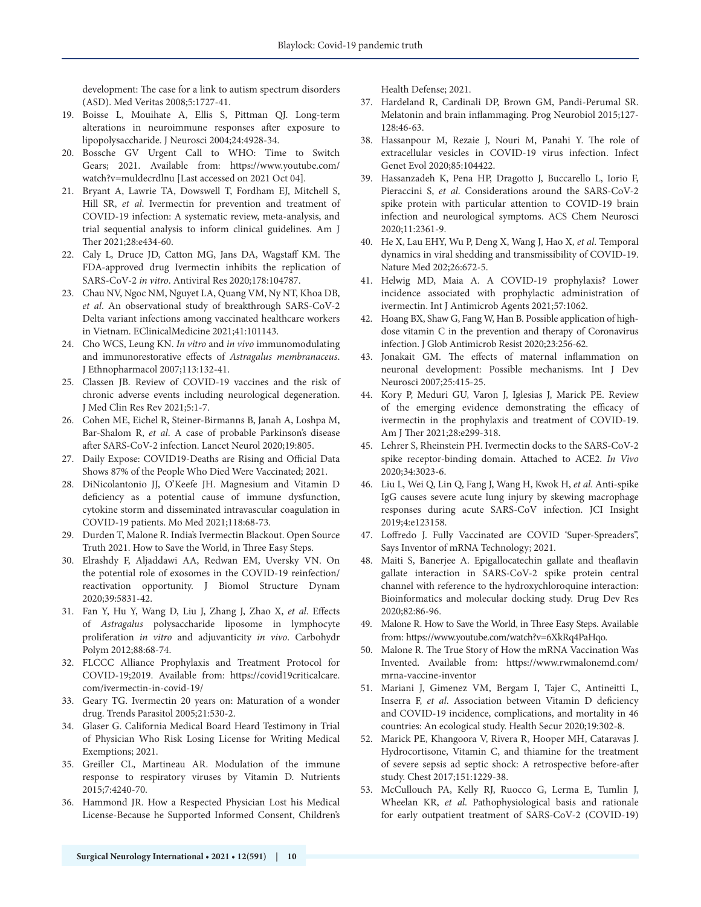development: The case for a link to autism spectrum disorders (ASD). Med Veritas 2008;5:1727-41.

19. Boisse L, Mouihate A, Ellis S, Pittman QJ. Long-term alterations in neuroimmune responses after exposure to lipopolysaccharide. J Neurosci 2004;24:4928-34.
20. Bossche GV Urgent Call to WHO: Time to Switch Gears; 2021. Available from: https://www.youtube.com/watch?v=muldecrdlnu [Last accessed on 2021 Oct 04].
21. Bryant A, Lawrie TA, Dowswell T, Fordham EJ, Mitchell S, Hill SR, *et al*. Ivermectin for prevention and treatment of COVID-19 infection: A systematic review, meta-analysis, and trial sequential analysis to inform clinical guidelines. Am J Ther 2021;28:e434-60.
22. Caly L, Druce JD, Catton MG, Jans DA, Wagstaff KM. The FDA-approved drug Ivermectin inhibits the replication of SARS-CoV-2 *in vitro*. Antiviral Res 2020;178:104787.
23. Chau NV, Ngoc NM, Nguyet LA, Quang VM, Ny NT, Khoa DB, *et al*. An observational study of breakthrough SARS-CoV-2 Delta variant infections among vaccinated healthcare workers in Vietnam. EClinicalMedicine 2021;41:101143.
24. Cho WCS, Leung KN. *In vitro* and *in vivo* immunomodulating and immunorestorative effects of *Astragalus membranaceus*. J Ethnopharmacol 2007;113:132-41.
25. Classen JB. Review of COVID-19 vaccines and the risk of chronic adverse events including neurological degeneration. J Med Clin Res Rev 2021;5:1-7.
26. Cohen ME, Eichel R, Steiner-Birmanns B, Janah A, Loshpa M, Bar-Shalom R, *et al*. A case of probable Parkinson's disease after SARS-CoV-2 infection. Lancet Neurol 2020;19:805.
27. Daily Expose: COVID19-Deaths are Rising and Official Data Shows 87% of the People Who Died Were Vaccinated; 2021.
28. DiNicolantonio JJ, O'Keefe JH. Magnesium and Vitamin D deficiency as a potential cause of immune dysfunction, cytokine storm and disseminated intravascular coagulation in COVID-19 patients. Mo Med 2021;118:68-73.
29. Durden T, Malone R. India's Ivermectin Blackout. Open Source Truth 2021. How to Save the World, in Three Easy Steps.
30. Elrashdy F, Aljaddawi AA, Redwan EM, Uversky VN. On the potential role of exosomes in the COVID-19 reinfection/reactivation opportunity. J Biomol Structure Dynam 2020;39:5831-42.
31. Fan Y, Hu Y, Wang D, Liu J, Zhang J, Zhao X, *et al*. Effects of *Astragalus* polysaccharide liposome in lymphocyte proliferation *in vitro* and adjuvanticity *in vivo*. Carbohydr Polym 2012;88:68-74.
32. FLCCC Alliance Prophylaxis and Treatment Protocol for COVID-19;2019. Available from: https://covid19criticalcare.com/ivermectin-in-covid-19/
33. Geary TG. Ivermectin 20 years on: Maturation of a wonder drug. Trends Parasitol 2005;21:530-2.
34. Glaser G. California Medical Board Heard Testimony in Trial of Physician Who Risk Losing License for Writing Medical Exemptions; 2021.
35. Greiller CL, Martineau AR. Modulation of the immune response to respiratory viruses by Vitamin D. Nutrients 2015;7:4240-70.
36. Hammond JR. How a Respected Physician Lost his Medical License-Because he Supported Informed Consent, Children's Health Defense; 2021.
37. Hardeland R, Cardinali DP, Brown GM, Pandi-Perumal SR. Melatonin and brain inflammaging. Prog Neurobiol 2015;127-128:46-63.
38. Hassanpour M, Rezaie J, Nouri M, Panahi Y. The role of extracellular vesicles in COVID-19 virus infection. Infect Genet Evol 2020;85:104422.
39. Hassanzadeh K, Pena HP, Dragotto J, Buccarello L, Iorio F, Pieraccini S, *et al*. Considerations around the SARS-CoV-2 spike protein with particular attention to COVID-19 brain infection and neurological symptoms. ACS Chem Neurosci 2020;11:2361-9.
40. He X, Lau EHY, Wu P, Deng X, Wang J, Hao X, *et al*. Temporal dynamics in viral shedding and transmissibility of COVID-19. Nature Med 202;26:672-5.
41. Helwig MD, Maia A. A COVID-19 prophylaxis? Lower incidence associated with prophylactic administration of ivermectin. Int J Antimicrob Agents 2021;57:1062.
42. Hoang BX, Shaw G, Fang W, Han B. Possible application of high-dose vitamin C in the prevention and therapy of Coronavirus infection. J Glob Antimicrob Resist 2020;23:256-62.
43. Jonakait GM. The effects of maternal inflammation on neuronal development: Possible mechanisms. Int J Dev Neurosci 2007;25:415-25.
44. Kory P, Meduri GU, Varon J, Iglesias J, Marick PE. Review of the emerging evidence demonstrating the efficacy of ivermectin in the prophylaxis and treatment of COVID-19. Am J Ther 2021;28:e299-318.
45. Lehrer S, Rheinstein PH. Ivermectin docks to the SARS-CoV-2 spike receptor-binding domain. Attached to ACE2. *In Vivo* 2020;34:3023-6.
46. Liu L, Wei Q, Lin Q, Fang J, Wang H, Kwok H, *et al*. Anti-spike IgG causes severe acute lung injury by skewing macrophage responses during acute SARS-CoV infection. JCI Insight 2019;4:e123158.
47. Loffredo J. Fully Vaccinated are COVID 'Super-Spreaders", Says Inventor of mRNA Technology; 2021.
48. Maiti S, Banerjee A. Epigallocatechin gallate and theaflavin gallate interaction in SARS-CoV-2 spike protein central channel with reference to the hydroxychloroquine interaction: Bioinformatics and molecular docking study. Drug Dev Res 2020;82:86-96.
49. Malone R. How to Save the World, in Three Easy Steps. Available from: https://www.youtube.com/watch?v=6XkRq4PaHqo.
50. Malone R. The True Story of How the mRNA Vaccination Was Invented. Available from: https://www.rwmalonemd.com/mrna-vaccine-inventor
51. Mariani J, Gimenez VM, Bergam I, Tajer C, Antineitti L, Inserra F, *et al*. Association between Vitamin D deficiency and COVID-19 incidence, complications, and mortality in 46 countries: An ecological study. Health Secur 2020;19:302-8.
52. Marick PE, Khangoora V, Rivera R, Hooper MH, Cataravas J. Hydrocortisone, Vitamin C, and thiamine for the treatment of severe sepsis ad septic shock: A retrospective before-after study. Chest 2017;151:1229-38.
53. McCullouch PA, Kelly RJ, Ruocco G, Lerma E, Tumlin J, Wheelan KR, *et al*. Pathophysiological basis and rationale for early outpatient treatment of SARS-CoV-2 (COVID-19)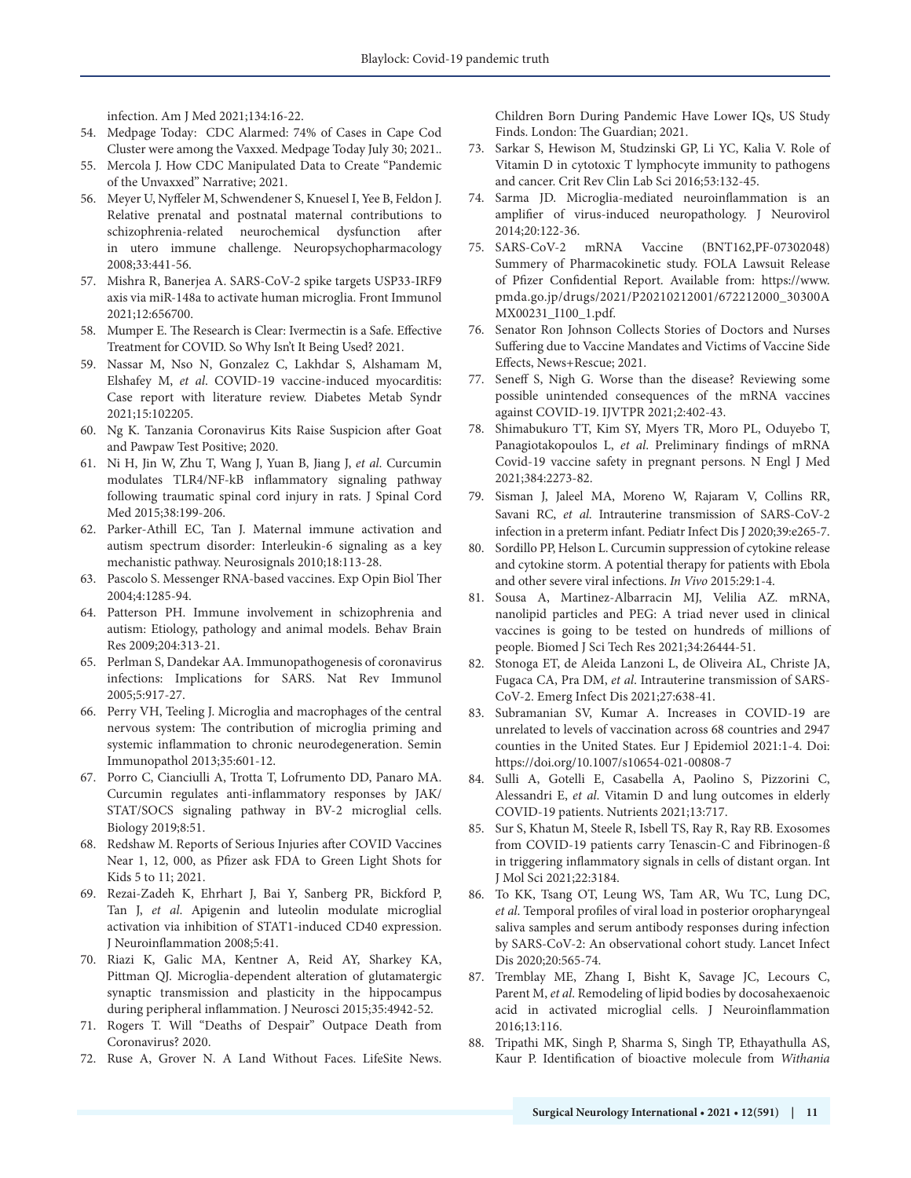infection. Am J Med 2021;134:16-22.

54. Medpage Today: CDC Alarmed: 74% of Cases in Cape Cod Cluster were among the Vaxxed. Medpage Today July 30; 2021..
55. Mercola J. How CDC Manipulated Data to Create "Pandemic of the Unvaxxed" Narrative; 2021.
56. Meyer U, Nyffeler M, Schwendener S, Knuesel I, Yee B, Feldon J. Relative prenatal and postnatal maternal contributions to schizophrenia-related neurochemical dysfunction after in utero immune challenge. Neuropsychopharmacology 2008;33:441-56.
57. Mishra R, Banerjea A. SARS-CoV-2 spike targets USP33-IRF9 axis via miR-148a to activate human microglia. Front Immunol 2021;12:656700.
58. Mumper E. The Research is Clear: Ivermectin is a Safe. Effective Treatment for COVID. So Why Isn't It Being Used? 2021.
59. Nassar M, Nso N, Gonzalez C, Lakhdar S, Alshamam M, Elshafey M, *et al*. COVID-19 vaccine-induced myocarditis: Case report with literature review. Diabetes Metab Syndr 2021;15:102205.
60. Ng K. Tanzania Coronavirus Kits Raise Suspicion after Goat and Pawpaw Test Positive; 2020.
61. Ni H, Jin W, Zhu T, Wang J, Yuan B, Jiang J, *et al*. Curcumin modulates TLR4/NF-kB inflammatory signaling pathway following traumatic spinal cord injury in rats. J Spinal Cord Med 2015;38:199-206.
62. Parker-Athill EC, Tan J. Maternal immune activation and autism spectrum disorder: Interleukin-6 signaling as a key mechanistic pathway. Neurosignals 2010;18:113-28.
63. Pascolo S. Messenger RNA-based vaccines. Exp Opin Biol Ther 2004;4:1285-94.
64. Patterson PH. Immune involvement in schizophrenia and autism: Etiology, pathology and animal models. Behav Brain Res 2009;204:313-21.
65. Perlman S, Dandekar AA. Immunopathogenesis of coronavirus infections: Implications for SARS. Nat Rev Immunol 2005;5:917-27.
66. Perry VH, Teeling J. Microglia and macrophages of the central nervous system: The contribution of microglia priming and systemic inflammation to chronic neurodegeneration. Semin Immunopathol 2013;35:601-12.
67. Porro C, Cianciulli A, Trotta T, Lofrumento DD, Panaro MA. Curcumin regulates anti-inflammatory responses by JAK/STAT/SOCS signaling pathway in BV-2 microglial cells. Biology 2019;8:51.
68. Redshaw M. Reports of Serious Injuries after COVID Vaccines Near 1, 12, 000, as Pfizer ask FDA to Green Light Shots for Kids 5 to 11; 2021.
69. Rezai-Zadeh K, Ehrhart J, Bai Y, Sanberg PR, Bickford P, Tan J, *et al*. Apigenin and luteolin modulate microglial activation via inhibition of STAT1-induced CD40 expression. J Neuroinflammation 2008;5:41.
70. Riazi K, Galic MA, Kentner A, Reid AY, Sharkey KA, Pittman QJ. Microglia-dependent alteration of glutamatergic synaptic transmission and plasticity in the hippocampus during peripheral inflammation. J Neurosci 2015;35:4942-52.
71. Rogers T. Will "Deaths of Despair" Outpace Death from Coronavirus? 2020.
72. Ruse A, Grover N. A Land Without Faces. LifeSite News. Children Born During Pandemic Have Lower IQs, US Study Finds. London: The Guardian; 2021.
73. Sarkar S, Hewison M, Studzinski GP, Li YC, Kalia V. Role of Vitamin D in cytotoxic T lymphocyte immunity to pathogens and cancer. Crit Rev Clin Lab Sci 2016;53:132-45.
74. Sarma JD. Microglia-mediated neuroinflammation is an amplifier of virus-induced neuropathology. J Neurovirol 2014;20:122-36.
75. SARS-CoV-2 mRNA Vaccine (BNT162,PF-07302048) Summery of Pharmacokinetic study. FOLA Lawsuit Release of Pfizer Confidential Report. Available from: https://www.pmda.go.jp/drugs/2021/P20210212001/672212000_30300AMX00231_I100_1.pdf.
76. Senator Ron Johnson Collects Stories of Doctors and Nurses Suffering due to Vaccine Mandates and Victims of Vaccine Side Effects, News+Rescue; 2021.
77. Seneff S, Nigh G. Worse than the disease? Reviewing some possible unintended consequences of the mRNA vaccines against COVID-19. IJVTPR 2021;2:402-43.
78. Shimabukuro TT, Kim SY, Myers TR, Moro PL, Oduyebo T, Panagiotakopoulos L, *et al*. Preliminary findings of mRNA Covid-19 vaccine safety in pregnant persons. N Engl J Med 2021;384:2273-82.
79. Sisman J, Jaleel MA, Moreno W, Rajaram V, Collins RR, Savani RC, *et al*. Intrauterine transmission of SARS-CoV-2 infection in a preterm infant. Pediatr Infect Dis J 2020;39:e265-7.
80. Sordillo PP, Helson L. Curcumin suppression of cytokine release and cytokine storm. A potential therapy for patients with Ebola and other severe viral infections. *In Vivo* 2015:29:1-4.
81. Sousa A, Martinez-Albarracin MJ, Velilia AZ. mRNA, nanolipid particles and PEG: A triad never used in clinical vaccines is going to be tested on hundreds of millions of people. Biomed J Sci Tech Res 2021;34:26444-51.
82. Stonoga ET, de Aleida Lanzoni L, de Oliveira AL, Christe JA, Fugaca CA, Pra DM, *et al*. Intrauterine transmission of SARS-CoV-2. Emerg Infect Dis 2021;27:638-41.
83. Subramanian SV, Kumar A. Increases in COVID-19 are unrelated to levels of vaccination across 68 countries and 2947 counties in the United States. Eur J Epidemiol 2021:1-4. Doi: https://doi.org/10.1007/s10654-021-00808-7
84. Sulli A, Gotelli E, Casabella A, Paolino S, Pizzorini C, Alessandri E, *et al*. Vitamin D and lung outcomes in elderly COVID-19 patients. Nutrients 2021;13:717.
85. Sur S, Khatun M, Steele R, Isbell TS, Ray R, Ray RB. Exosomes from COVID-19 patients carry Tenascin-C and Fibrinogen-ß in triggering inflammatory signals in cells of distant organ. Int J Mol Sci 2021;22:3184.
86. To KK, Tsang OT, Leung WS, Tam AR, Wu TC, Lung DC, *et al*. Temporal profiles of viral load in posterior oropharyngeal saliva samples and serum antibody responses during infection by SARS-CoV-2: An observational cohort study. Lancet Infect Dis 2020;20:565-74.
87. Tremblay ME, Zhang I, Bisht K, Savage JC, Lecours C, Parent M, *et al*. Remodeling of lipid bodies by docosahexaenoic acid in activated microglial cells. J Neuroinflammation 2016;13:116.
88. Tripathi MK, Singh P, Sharma S, Singh TP, Ethayathulla AS, Kaur P. Identification of bioactive molecule from *Withania*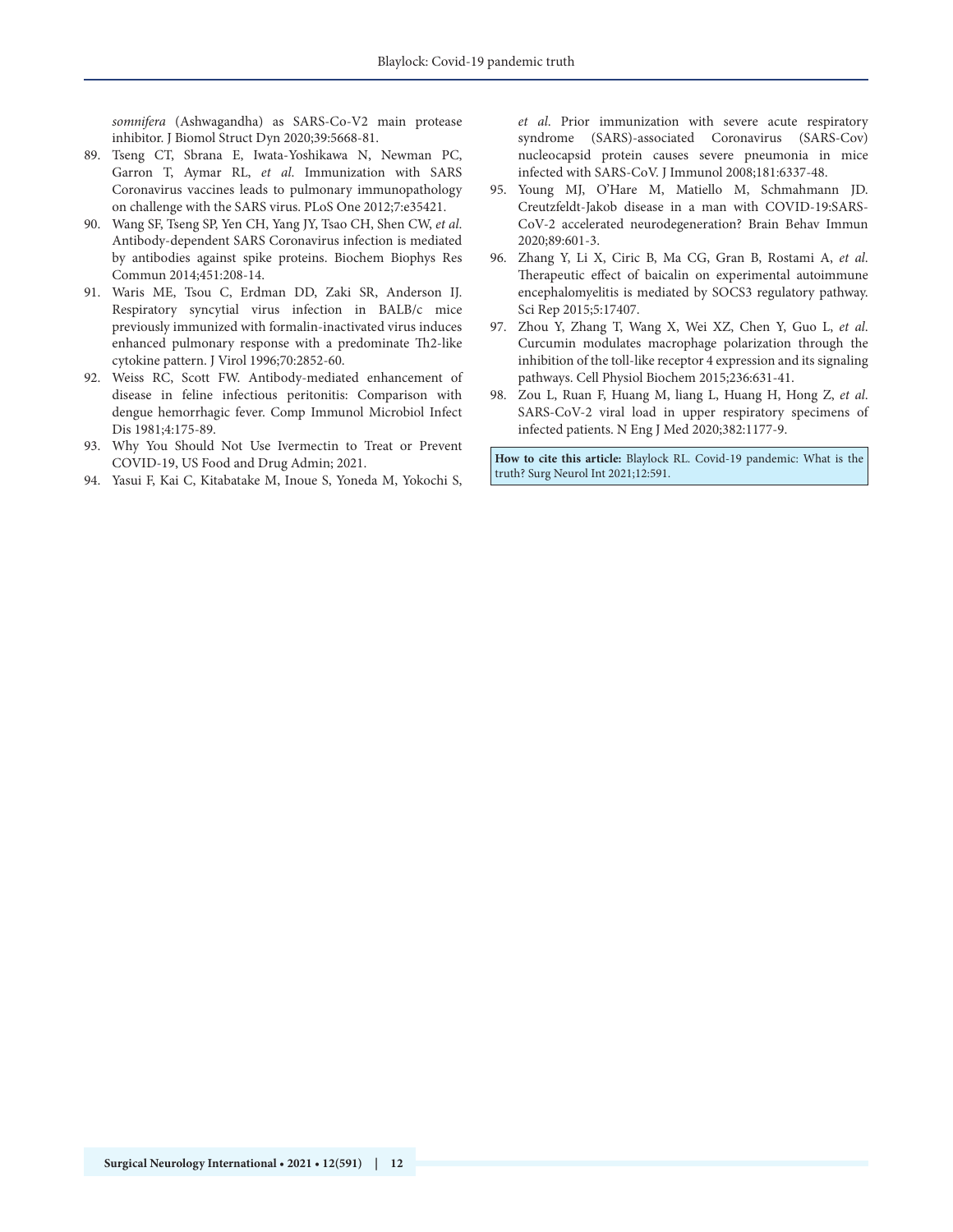*somnifera* (Ashwagandha) as SARS-Co-V2 main protease inhibitor. J Biomol Struct Dyn 2020;39:5668-81.

89. Tseng CT, Sbrana E, Iwata-Yoshikawa N, Newman PC, Garron T, Aymar RL, *et al.* Immunization with SARS Coronavirus vaccines leads to pulmonary immunopathology on challenge with the SARS virus. PLoS One 2012;7:e35421.
90. Wang SF, Tseng SP, Yen CH, Yang JY, Tsao CH, Shen CW, *et al.* Antibody-dependent SARS Coronavirus infection is mediated by antibodies against spike proteins. Biochem Biophys Res Commun 2014;451:208-14.
91. Waris ME, Tsou C, Erdman DD, Zaki SR, Anderson IJ. Respiratory syncytial virus infection in BALB/c mice previously immunized with formalin-inactivated virus induces enhanced pulmonary response with a predominate Th2-like cytokine pattern. J Virol 1996;70:2852-60.
92. Weiss RC, Scott FW. Antibody-mediated enhancement of disease in feline infectious peritonitis: Comparison with dengue hemorrhagic fever. Comp Immunol Microbiol Infect Dis 1981;4:175-89.
93. Why You Should Not Use Ivermectin to Treat or Prevent COVID-19, US Food and Drug Admin; 2021.
94. Yasui F, Kai C, Kitabatake M, Inoue S, Yoneda M, Yokochi S, *et al.* Prior immunization with severe acute respiratory syndrome (SARS)-associated Coronavirus (SARS-Cov) nucleocapsid protein causes severe pneumonia in mice infected with SARS-CoV. J Immunol 2008;181:6337-48.
95. Young MJ, O'Hare M, Matiello M, Schmahmann JD. Creutzfeldt-Jakob disease in a man with COVID-19:SARS-CoV-2 accelerated neurodegeneration? Brain Behav Immun 2020;89:601-3.
96. Zhang Y, Li X, Ciric B, Ma CG, Gran B, Rostami A, *et al.* Therapeutic effect of baicalin on experimental autoimmune encephalomyelitis is mediated by SOCS3 regulatory pathway. Sci Rep 2015;5:17407.
97. Zhou Y, Zhang T, Wang X, Wei XZ, Chen Y, Guo L, *et al.* Curcumin modulates macrophage polarization through the inhibition of the toll-like receptor 4 expression and its signaling pathways. Cell Physiol Biochem 2015;236:631-41.
98. Zou L, Ruan F, Huang M, liang L, Huang H, Hong Z, *et al.* SARS-CoV-2 viral load in upper respiratory specimens of infected patients. N Eng J Med 2020;382:1177-9.

**How to cite this article:** Blaylock RL. Covid-19 pandemic: What is the truth? Surg Neurol Int 2021;12:591.